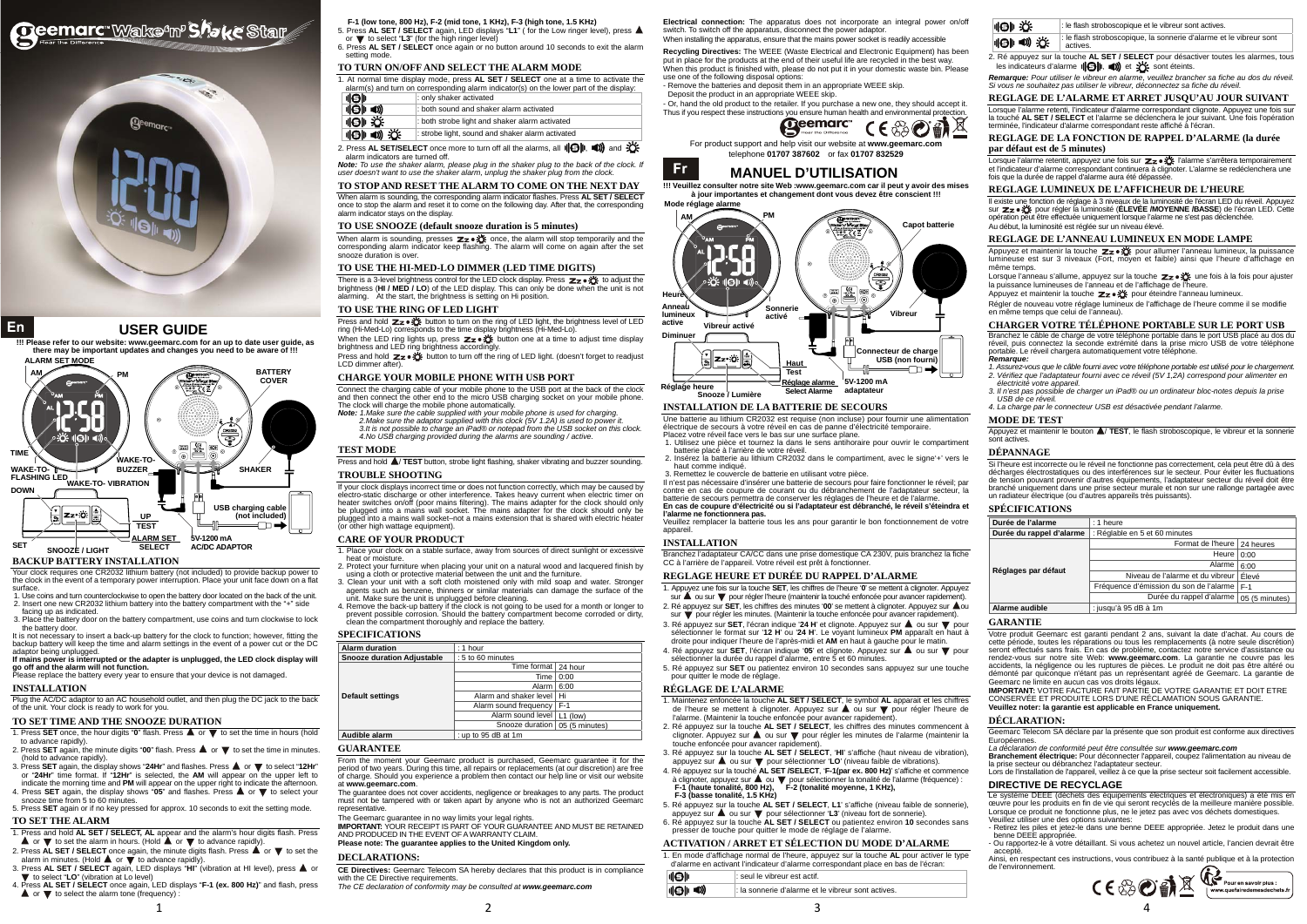# Geemarc Wake'n'Shake Star

**En**

# USER GUIDE

**!!! Please refer to our website: www.geemarc.com for an up to date user guide, as there may be important updates and changes you need to be aware of !!!**

ALARM SET MODE, AM, PM, BATTERY COVER, TIME, WAKE-TO-FLASHING LED, WAKE-TO-BUZZER, WAKE-TO-VIBRATION, SHAKER, DOWN, UP, TEST, USB charging cable (not included), SET, SNOOZE / LIGHT, ALARM SET SELECT, 5V-1200 mA AC/DC ADAPTOR

## BACKUP BATTERY INSTALLATION

Your clock requires one CR2032 lithium battery (not included) to provide backup power to the clock in the event of a temporary power interruption. Place your unit face down on a flat surface.

1. Use coins and turn counterclockwise to open the battery door located on the back of the unit.
2. Insert one new CR2032 lithium battery into the battery compartment with the "+" side facing up as indicated.
3. Place the battery door on the battery compartment, use coins and turn clockwise to lock the battery door.

It is not necessary to insert a back-up battery for the clock to function; however, fitting the backup battery will keep the time and alarm settings in the event of a power cut or the DC adaptor being unplugged.

**If mains power is interrupted or the adapter is unplugged, the LED clock display will go off and alarm will not function.**

Please replace the battery every year to ensure that your device is not damaged.

## INSTALLATION

Plug the AC/DC adaptor to an AC household outlet, and then plug the DC jack to the back of the unit. Your clock is ready to work for you.

## TO SET TIME AND THE SNOOZE DURATION

1. Press **SET** once, the hour digits "**0**" flash. Press ▲ or ▼ to set the time in hours (hold to advance rapidly).
2. Press **SET** again, the minute digits "**00**" flash. Press ▲ or ▼ to set the time in minutes. (hold to advance rapidly).
3. Press **SET** again, the display shows "**24Hr**" and flashes. Press ▲ or ▼ to select "**12Hr**" or "**24Hr**" time format. If "**12Hr**" is selected, the **AM** will appear on the upper left to indicate the morning time and **PM** will appear on the upper right to indicate the afternoon.
4. Press **SET** again, the display shows "**05**" and flashes. Press ▲ or ▼ to select your snooze time from 5 to 60 minutes.
5. Press **SET** again or if no key pressed for approx. 10 seconds to exit the setting mode.

## TO SET THE ALARM

1. Press and hold **AL SET / SELECT, AL** appear and the alarm's hour digits flash. Press ▲ or ▼ to set the alarm in hours. (Hold ▲ or ▼ to advance rapidly).
2. Press **AL SET / SELECT** once again, the minute digits flash. Press ▲ or ▼ to set the alarm in minutes. (Hold ▲ or ▼ to advance rapidly).
3. Press **AL SET / SELECT** again, LED displays "**HI**" (vibration at HI level), press ▲ or ▼ to select "**LO**" (vibration at Lo level)
4. Press **AL SET / SELECT** once again, LED displays "**F-1 (ex. 800 Hz)**" and flash, press ▲ or ▼ to select the alarm tone (frequency) :

**F-1 (low tone, 800 Hz), F-2 (mid tone, 1 KHz), F-3 (high tone, 1.5 KHz)**

5. Press **AL SET / SELECT** again, LED displays "**L1**" ( for the Low ringer level), press ▲ or ▼ to select "**L3**" (for the high ringer level)
6. Press **AL SET / SELECT** once again or no button around 10 seconds to exit the alarm setting mode.

## TO TURN ON/OFF AND SELECT THE ALARM MODE

1. At normal time display mode, press **AL SET / SELECT** one at a time to activate the alarm(s) and turn on corresponding alarm indicator(s) on the lower part of the display:

| | |
|---|---|
| (vibration icon) | : only shaker activated |
| (vibration + sound icons) | : both sound and shaker alarm activated |
| (vibration + strobe icons) | : both strobe light and shaker alarm activated |
| (vibration + sound + strobe icons) | : strobe light, sound and shaker alarm activated |

2. Press **AL SET/SELECT** once more to turn off all the alarms, all (vibration), (sound) and (strobe) alarm indicators are turned off.

***Note:** To use the shaker alarm, please plug in the shaker plug to the back of the clock. If user doesn't want to use the shaker alarm, unplug the shaker plug from the clock.*

## TO STOP AND RESET THE ALARM TO COME ON THE NEXT DAY

When alarm is sounding, the corresponding alarm indicator flashes. Press **AL SET / SELECT** once to stop the alarm and reset it to come on the following day. After that, the corresponding alarm indicator stays on the display.

## TO USE SNOOZE (default snooze duration is 5 minutes)

When alarm is sounding, presses Zz•☼ once, the alarm will stop temporarily and the corresponding alarm indicator keep flashing. The alarm will come on again after the set snooze duration is over.

## TO USE THE HI-MED-LO DIMMER (LED TIME DIGITS)

There is a 3-level brightness control for the LED clock display. Press Zz•☼ to adjust the brightness (**HI / MED / LO**) of the LED display. This can only be done when the unit is not alarming. At the start, the brightness is setting on Hi position.

## TO USE THE RING OF LED LIGHT

Press and hold Zz•☼ button to turn on the ring of LED light, the brightness level of LED ring (Hi-Med-Lo) corresponds to the time display brightness (Hi-Med-Lo).

When the LED ring lights up, press Zz•☼ button one at a time to adjust time display brightness and LED ring brightness accordingly.

Press and hold Zz•☼ button to turn off the ring of LED light. (doesn't forget to readjust LCD dimmer after).

## CHARGE YOUR MOBILE PHONE WITH USB PORT

Connect the charging cable of your mobile phone to the USB port at the back of the clock and then connect the other end to the micro USB charging socket on your mobile phone. The clock will charge the mobile phone automatically.

***Note:** 1.Make sure the cable supplied with your mobile phone is used for charging.*
*2.Make sure the adaptor supplied with this clock (5V 1.2A) is used to power it.*
*3.It is not possible to charge an iPad® or notepad from the USB socket on this clock.*
*4.No USB charging provided during the alarms are sounding / active.*

## TEST MODE

Press and hold ▲/ **TEST** button, strobe light flashing, shaker vibrating and buzzer sounding.

## TROUBLE SHOOTING

If your clock displays incorrect time or does not function correctly, which may be caused by electro-static discharge or other interference. Takes heavy current when electric timer on heater switches on/off (poor mains filtering). The mains adapter for the clock should only be plugged into a mains wall socket. The mains adapter for the clock should only be plugged into a mains wall socket–not a mains extension that is shared with electric heater (or other high wattage equipment).

## CARE OF YOUR PRODUCT

1. Place your clock on a stable surface, away from sources of direct sunlight or excessive heat or moisture.
2. Protect your furniture when placing your unit on a natural wood and lacquered finish by using a cloth or protective material between the unit and the furniture.
3. Clean your unit with a soft cloth moistened only with mild soap and water. Stronger agents such as benzene, thinners or similar materials can damage the surface of the unit. Make sure the unit is unplugged before cleaning.
4. Remove the back-up battery if the clock is not going to be used for a month or longer to prevent possible corrosion. Should the battery compartment become corroded or dirty, clean the compartment thoroughly and replace the battery.

## SPECIFICATIONS

| Alarm duration | : 1 hour | |
|---|---|---|
| Snooze duration Adjustable | : 5 to 60 minutes | |
| Default settings | Time format | 24 hour |
| | Time | 0:00 |
| | Alarm | 6:00 |
| | Alarm and shaker level | Hi |
| | Alarm sound frequency | F-1 |
| | Alarm sound level | L1 (low) |
| | Snooze duration | 05 (5 minutes) |
| Audible alarm | : up to 95 dB at 1m | |

## GUARANTEE

From the moment your Geemarc product is purchased, Geemarc guarantee it for the period of two years. During this time, all repairs or replacements (at our discretion) are free of charge. Should you experience a problem then contact our help line or visit our website at **www.geemarc.com**.

The guarantee does not cover accidents, negligence or breakages to any parts. The product must not be tampered with or taken apart by anyone who is not an authorized Geemarc representative.

The Geemarc guarantee in no way limits your legal rights.

**IMPORTANT:** YOUR RECEIPT IS PART OF YOUR GUARANTEE AND MUST BE RETAINED AND PRODUCED IN THE EVENT OF A WARRANTY CLAIM.

**Please note: The guarantee applies to the United Kingdom only.**

## DECLARATIONS:

**CE Directives:** Geemarc Telecom SA hereby declares that this product is in compliance with the CE Directive requirements.

*The CE declaration of conformity may be consulted at **www.geemarc.com***

**Electrical connection:** The apparatus does not incorporate an integral power on/off switch. To switch off the apparatus, disconnect the power adaptor.

When installing the apparatus, ensure that the mains power socket is readily accessible

**Recycling Directives:** The WEEE (Waste Electrical and Electronic Equipment) has been put in place for the products at the end of their useful life are recycled in the best way. When this product is finished with, please do not put it in your domestic waste bin. Please use one of the following disposal options:

- Remove the batteries and deposit them in an appropriate WEEE skip. Deposit the product in an appropriate WEEE skip.
- Or, hand the old product to the retailer. If you purchase a new one, they should accept it.

Thus if you respect these instructions you ensure human health and environmental protection.

For product support and help visit our website at **www.geemarc.com**
telephone **01707 387602** or fax **01707 832529**

**Fr**

# MANUEL D'UTILISATION

**!!! Veuillez consulter notre site Web :www.geemarc.com car il peut y avoir des mises à jour importantes et changement dont vous devez être conscient !!!**

Mode réglage alarme, AM, PM, Capot batterie, Heure, Anneau lumineux active, Vibreur activé, Sonnerie activé, Vibreur, Diminuer, Haut, Test, Réglage alarme, Select Alarme, Connecteur de charge USB (non fourni), 5V-1200 mA adaptateur, Réglage heure, Snooze / Lumière

## INSTALLATION DE LA BATTERIE DE SECOURS

Une batterie au lithium CR2032 est requise (non incluse) pour fournir une alimentation électrique de secours à votre réveil en cas de panne d'électricité temporaire.

Placez votre réveil face vers le bas sur une surface plane.

1. Utilisez une pièce et tournez la dans le sens antihoraire pour ouvrir le compartiment batterie placé à l'arrière de votre réveil.
2. Insérez la batterie au lithium CR2032 dans le compartiment, avec le signe'+' vers le haut comme indiqué.
3. Remettez le couvercle de batterie en utilisant votre pièce.

Il n'est pas nécessaire d'insérer une batterie de secours pour faire fonctionner le réveil; par contre en cas de coupure de courant ou de débranchement de l'adaptateur secteur, la batterie de secours permettra de conserver les réglages de l'heure et de l'alarme.

**En cas de coupure d'électricité ou si l'adaptateur est débranché, le réveil s'éteindra et l'alarme ne fonctionnera pas.**

Veuillez remplacer la batterie tous les ans pour garantir le bon fonctionnement de votre appareil.

## INSTALLATION

Branchez l'adaptateur CA/CC dans une prise domestique CA 230V, puis branchez la fiche CC à l'arrière de l'appareil. Votre réveil est prêt à fonctionner.

## REGLAGE HEURE ET DURÉE DU RAPPEL D'ALARME

1. Appuyez une fois sur la touche **SET**, les chiffres de l'heure '**0**' se mettent à clignoter. Appuyez sur ▲ ou sur ▼ pour régler l'heure (maintenir la touche enfoncée pour avancer rapidement).
2. Ré appuyez sur **SET**, les chiffres des minutes '**00**' se mettent à clignoter. Appuyez sur ▲ ou sur ▼ pour régler les minutes. (Maintenir la touche enfoncée pour avancer rapidement).
3. Ré appuyez sur **SET**, l'écran indique '**24 H**' et clignote. Appuyez sur ▲ ou sur ▼ pour sélectionner le format sur '**12 H**' ou '**24 H**'. Le voyant lumineux **PM** apparaît en haut à droite pour indiquer l'heure de l'après-midi et **AM** en haut à gauche pour le matin.
4. Ré appuyez sur **SET**, l'écran indique '**05**' et clignote. Appuyez sur ▲ ou sur ▼ pour sélectionner la durée du rappel d'alarme, entre 5 et 60 minutes.
5. Ré appuyez sur **SET** ou patientez environ 10 secondes sans appuyez sur une touche pour quitter le mode de réglage.

## RÉGLAGE DE L'ALARME

1. Maintenez enfoncée la touche **AL SET / SELECT**, le symbol **AL** apparaît et les chiffres de l'heure se mettent à clignoter. Appuyez sur ▲ ou sur ▼ pour régler l'heure de l'alarme. (Maintenir la touche enfoncée pour avancer rapidement).
2. Ré appuyez sur la touche **AL SET / SELECT**, les chiffres des minutes commencent à clignoter. Appuyez sur ▲ ou sur ▼ pour régler les minutes de l'alarme (maintenir la touche enfoncée pour avancer rapidement).
3. Ré appuyez sur la touche **AL SET / SELECT**, '**HI**' s'affiche (haut niveau de vibration), appuyez sur ▲ ou sur ▼ pour sélectionner '**LO**' (niveau faible de vibrations).
4. Ré appuyez sur la touché **AL SET /SELECT**, '**F-1(par ex. 800 Hz)**' s'affiche et commence à clignoter, appuyez sur ▲ ou ▼ pour sélectionner la tonalité de l'alarme (fréquence) :
**F-1 (haute tonalité 800 Hz), F-2 (tonalité moyenne, 1 KHz), F-3 (basse tonalité, 1.5 KHz)**
5. Ré appuyez sur la touche **AL SET / SELECT**, '**L1**' s'affiche (niveau faible de sonnerie), appuyez sur ▲ ou sur ▼ pour sélectionner '**L3**' (niveau fort de sonnerie).
6. Ré appuyez sur la touche **AL SET / SELECT** ou patientez environ **10** secondes sans presser de touche pour quitter le mode de réglage de l'alarme.

## ACTIVATION / ARRET ET SÉLECTION DU MODE D'ALARME

1. En mode d'affichage normal de l'heure, appuyez sur la touche **AL** pour activer le type d'alarme en activant l'indicateur d'alarme correspondant place en bas de l'écran:

| | |
|---|---|
| (vibration icon) | : seul le vibreur est actif. |
| (vibration + sound icons) | : la sonnerie d'alarme et le vibreur sont actives. |
| (vibration + strobe icons) | : le flash stroboscopique et le vibreur sont actives. |
| (vibration + sound + strobe icons) | : le flash stroboscopique, la sonnerie d'alarme et le vibreur sont actives. |

2. Ré appuyez sur la touche **AL SET / SELECT** pour désactiver toutes les alarmes, tous les indicateurs d'alarme (vibration), (sound) et (strobe) sont éteints.

***Remarque:** Pour utiliser le vibreur en alarme, veuillez brancher sa fiche au dos du réveil. Si vous ne souhaitez pas utiliser le vibreur, déconnectez sa fiche du réveil.*

## REGLAGE DE L'ALARME ET ARRET JUSQU'AU JOUR SUIVANT

Lorsque l'alarme retenti, l'indicateur d'alarme correspondant clignote. Appuyez une fois sur la touche **AL SET / SELECT** et l'alarme se déclenchera le jour suivant. Une fois l'opération terminée, l'indicateur d'alarme correspondant reste affiché à l'écran.

## REGLAGE DE LA FONCTION DE RAPPEL D'ALARME (la durée par défaut est de 5 minutes)

Lorsque l'alarme retentit, appuyez une fois sur Zz•☼ l'alarme s'arrêtera temporairement et l'indicateur d'alarme correspondant continuera à clignoter. L'alarme se redéclenchera une fois que la durée de rappel d'alarme aura été dépassée.

## REGLAGE LUMINEUX DE L'AFFICHEUR DE L'HEURE

Il existe une fonction de réglage à 3 niveaux de la luminosité de l'écran LED du réveil. Appuyez sur Zz•☼ pour régler la luminosité (**ÉLEVÉE /MOYENNE /BASSE**) de l'écran LED. Cette opération peut être effectuée uniquement lorsque l'alarme ne s'est pas déclenchée.

Au début, la luminosité est réglée sur un niveau élevé.

## REGLAGE DE L'ANNEAU LUMINEUX EN MODE LAMPE

Appuyez et maintenir la touche Zz•☼ pour allumer l'anneau lumineux, la puissance lumineuse est sur 3 niveaux (Fort, moyen et faible) ainsi que l'heure d'affichage en même temps.

Lorsque l'anneau s'allume, appuyez sur la touche Zz•☼ une fois à la fois pour ajuster la puissance lumineuses de l'anneau et de l'affichage de l'heure.

Appuyez et maintenir la touche Zz•☼ pour éteindre l'anneau lumineux.

Régler de nouveau votre réglage lumineux de l'affichage de l'heure comme il se modifie en même temps que celui de l'anneau).

## CHARGER VOTRE TÉLÉPHONE PORTABLE SUR LE PORT USB

Branchez le câble de charge de votre téléphone portable dans le port USB placé au dos du réveil, puis connectez la seconde extrémité dans la prise micro USB de votre téléphone portable. Le réveil chargera automatiquement votre téléphone.

***Remarque:***
*1. Assurez-vous que le câble fourni avec votre téléphone portable est utilisé pour le chargement.*
*2. Vérifiez que l'adaptateur fourni avec ce réveil (5V 1,2A) correspond pour alimenter en électricité votre appareil.*
*3. Il n'est pas possible de charger un iPad® ou un ordinateur bloc-notes depuis la prise USB de ce réveil.*
*4. La charge par le connecteur USB est désactivée pendant l'alarme.*

## MODE DE TEST

Appuyez et maintenir le bouton ▲/ **TEST**, le flash stroboscopique, le vibreur et la sonnerie sont actives.

## DÉPANNAGE

Si l'heure est incorrecte ou le réveil ne fonctionne pas correctement, cela peut être dû à des décharges électrostatiques ou des interférences sur le secteur. Pour éviter les fluctuations de tension pouvant provenir d'autres équipements, l'adaptateur secteur du réveil doit être branché uniquement dans une prise secteur murale et non sur une rallonge partagée avec un radiateur électrique (ou d'autres appareils très puissants).

## SPÉCIFICATIONS

| Durée de l'alarme | : 1 heure | |
|---|---|---|
| Durée du rappel d'alarme | : Réglable en 5 et 60 minutes | |
| Réglages par défaut | Format de l'heure | 24 heures |
| | Heure | 0:00 |
| | Alarme | 6:00 |
| | Niveau de l'alarme et du vibreur | Élevé |
| | Fréquence d'émission du son de l'alarme | F-1 |
| | Durée du rappel d'alarme | 05 (5 minutes) |
| Alarme audible | : jusqu'à 95 dB à 1m | |

## GARANTIE

Votre produit Geemarc est garanti pendant 2 ans, suivant la date d'achat. Au cours de cette période, toutes les réparations ou tous les remplacements (à notre seule discrétion) seront effectués sans frais. En cas de problème, contactez notre service d'assistance ou rendez-vous sur notre site Web: **www.geemarc.com**. La garantie ne couvre pas les accidents, la négligence ou les ruptures de pièces. Le produit ne doit pas être altéré ou démonté par quiconque n'étant pas un représentant agréé de Geemarc. La garantie de Geemarc ne limite en aucun cas vos droits légaux.

**IMPORTANT:** VOTRE FACTURE FAIT PARTIE DE VOTRE GARANTIE ET DOIT ETRE CONSERVÉE ET PRODUITE LORS D'UNE RÉCLAMATION SOUS GARANTIE.

**Veuillez noter: la garantie est applicable en France uniquement.**

## DÉCLARATION:

Geemarc Telecom SA déclare par la présente que son produit est conforme aux directives Européennes.

*La déclaration de conformité peut être consultée sur **www.geemarc.com***

**Branchement électrique:** Pour déconnecter l'appareil, coupez l'alimentation au niveau de la prise secteur ou débranchez l'adaptateur secteur.

Lors de l'installation de l'appareil, veillez à ce que la prise secteur soit facilement accessible.

## DIRECTIVE DE RECYCLAGE

Le système DEEE (déchets des équipements électriques et électroniques) a été mis en œuvre pour les produits en fin de vie qui seront recyclés de la meilleure manière possible. Lorsque ce produit ne fonctionne plus, ne le jetez pas avec vos déchets domestiques.

Veuillez utiliser une des options suivantes:

- Retirez les piles et jetez-le dans une benne DEEE appropriée. Jetez le produit dans une benne DEEE appropriée.
- Ou rapportez-le à votre détaillant. Si vous achetez un nouvel article, l'ancien devrait être accepté.

Ainsi, en respectant ces instructions, vous contribuez à la santé publique et à la protection de l'environnement.

Pour en savoir plus : www.quefairedemesdechets.fr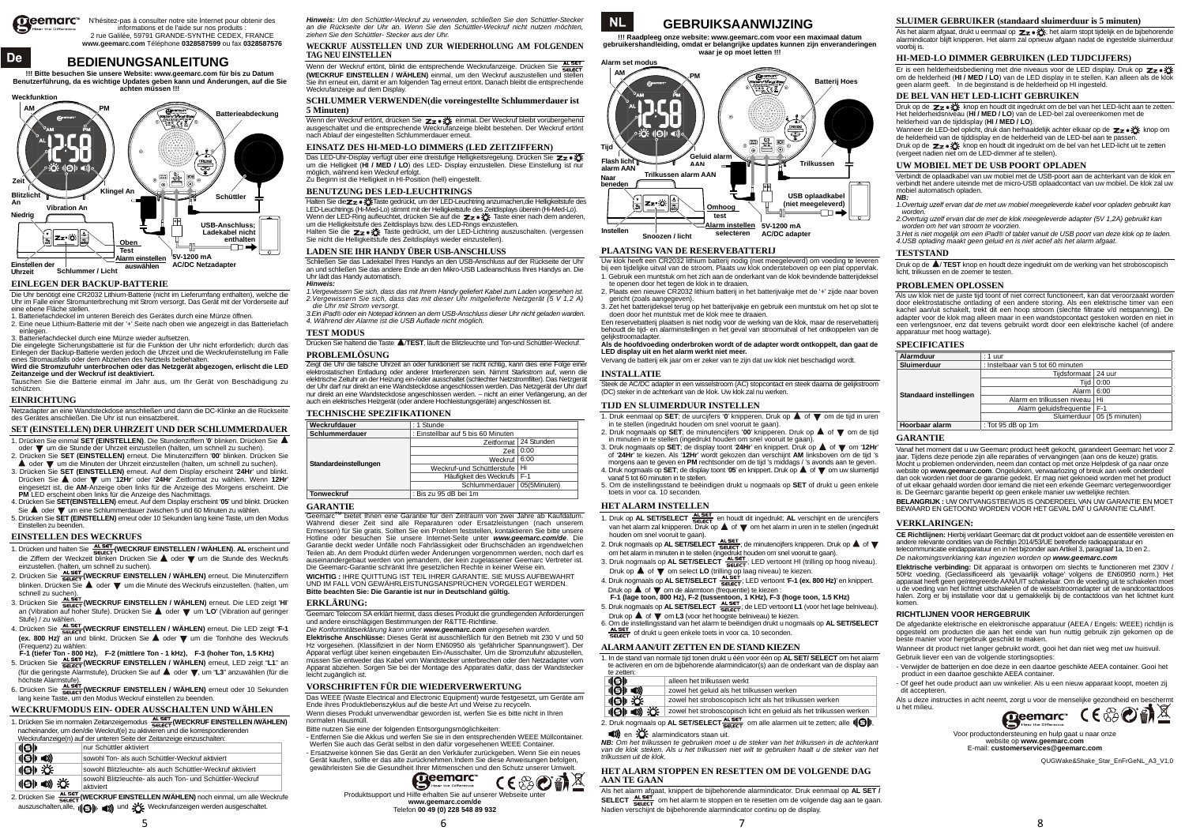N'hésitez-pas à consulter notre site Internet pour obtenir des informations et de l'aide sur nos produits : 2 rue Galilée, 59791 GRANDE-SYNTHE CEDEX, FRANCE **www.geemarc.com** Téléphone **0328587599** ou fax **0328587576**

De

# BEDIENUNGSANLEITUNG

**!!! Bitte besuchen Sie unsere Website: www.geemarc.com für bis zu Datum Benutzerführung, da es wichtige Updates geben kann und Änderungen, auf die Sie achten müssen !!!**

Weckfunktion
AM
PM
Batterieabdeckung
Zeit
Blitzlicht An
Klingel An
Vibration An
Schüttler
Niedrig
USB-Anschluss; Ladekabel nicht enthalten
Oben
Test
Alarm einstellen auswählen
5V-1200 mA AC/DC Netzadapter
Einstellen der Uhrzeit
Schlummer / Licht

## EINLEGEN DER BACKUP-BATTERIE

Die Uhr benötigt eine CR2032 Lithium-Batterie (nicht im Lieferumfang enthalten), welche die Uhr im Falle einer Stromunterbrechung mit Strom versorgt. Das Gerät mit der Vorderseite auf eine ebene Fläche stellen.

1. Batteriefachdeckel im unteren Bereich des Gerätes durch eine Münze öffnen.
2. Eine neue Lithium-Batterie mit der '+' Seite nach oben wie angezeigt in das Batteriefach einlegen.
3. Batteriefachdeckel durch eine Münze wieder aufsetzen.

Die eingelegte Sicherungsbatterie ist für die Funktion der Uhr nicht erforderlich; durch das Einlegen der Backup-Batterie werden jedoch die Uhrzeit und die Weckfunktioneinstellung im Falle eines Stromausfalls oder dem Abziehen des Netzteils beibehalten.
**Wird die Stromzufuhr unterbrochen oder das Netzgerät abgezogen, erlischt die LED Zeitanzeige und der Weckruf ist deaktiviert.**
Tauschen Sie die Batterie einmal im Jahr aus, um Ihr Gerät von Beschädigung zu schützen.

## EINRICHTUNG

Netzadapter an eine Wandsteckdose anschließen und dann die DC-Klinke an die Rückseite des Gerätes anschließen. Die Uhr ist nun einsatzbereit.

## SET (EINSTELLEN) DER UHRZEIT UND DER SCHLUMMERDAUER

1. Drücken Sie einmal **SET (EINSTELLEN)**. Die Stundenziffern '**0**' blinken. Drücken Sie ▲ oder ▼ um die Stunde der Uhrzeit einzustellen (halten, um schnell zu suchen).
2. Drücken Sie **SET (EINSTELLEN)** erneut. Die Minutenziffern '**00**' blinken. Drücken Sie ▲ oder ▼ um die Minuten der Uhrzeit einzustellen (halten, um schnell zu suchen).
3. Drücken Sie **SET (EINSTELLEN)** erneut. Auf dem Display erscheint '**24Hr**' und blinkt. Drücken Sie ▲ oder ▼ um '**12Hr**' oder '**24Hr**' Zeitformat zu wählen. Wenn **12Hr** eingesetzt ist, die **AM**-Anzeige oben links für die Anzeige des Morgens erscheint. Die **PM** LED erscheint oben links für die Anzeige des Nachmittags.
4. Drücken Sie **SET(EINSTELLEN)** erneut. Auf dem Display erscheint '**05**' und blinkt. Drücken Sie ▲ oder ▼ um eine Schlummerdauer zwischen 5 und 60 Minuten zu wählen.
5. Drücken Sie **SET (EINSTELLEN)** erneut oder 10 Sekunden lang keine Taste, um den Modus Einstellen zu beenden.

## EINSTELLEN DES WECKRUFS

1. Drücken und halten Sie AL SET/SELECT**(WECKRUF EINSTELLEN / WÄHLEN)**. **AL** erscheint und die Ziffern der Weckzeit blinken Drücken Sie ▲ oder ▼ um die Stunde des Weckrufs einzustellen. (halten, um schnell zu suchen).
2. Drücken Sie AL SET/SELECT**(WECKRUF EINSTELLEN / WÄHLEN)** erneut. Die Minutenziffern blinken. Drücken Sie ▲ oder ▼ um die Minute des Weckrufs einzustellen. (halten, um schnell zu suchen).
3. Drücken Sie AL SET/SELECT**(WECKRUF EINSTELLEN / WÄHLEN)** erneut. Die LED zeigt '**HI**' an (Vibration auf hoher Stufe). Drücken Sie ▲ oder ▼ um '**LO**' (Vibration auf geringer Stufe) / zu wählen.
4. Drücken Sie AL SET/SELECT**(WECKRUF EINSTELLEN / WÄHLEN)** erneut. Die LED zeigt '**F-1 (ex. 800 Hz)**' an und blinkt. Drücken Sie ▲ oder ▼ um die Tonhöhe des Weckrufs (Frequenz) zu wählen:
**F-1 (tiefer Ton - 800 Hz), F-2 (mittlere Ton - 1 kHz), F-3 (hoher Ton, 1.5 KHz)**
5. Drücken Sie AL SET/SELECT**(WECKRUF EINSTELLEN / WÄHLEN)** erneut, LED zeigt "**L1**" an (für die geringste Alarmstufe), Drücken Sie auf ▲ oder ▼, um "**L3**" anzuwählen (für die höchste Alarmstufe).
6. Drücken Sie AL SET/SELECT**(WECKRUF EINSTELLEN / WÄHLEN)** erneut oder 10 Sekunden lang keine Taste, um den Modus Weckruf einstellen zu beenden.

## WECKRUFMODUS EIN- ODER AUSSCHALTEN UND WÄHLEN

1. Drücken Sie im normalen Zeitanzeigemodus AL SET/SELECT**(WECKRUF EINSTELLEN /WÄHLEN)** nacheinander, um den/die Weckruf(e) zu aktivieren und die korrespondierenden Weckrufanzeige(n) auf der unteren Seite der Zeitanzeige einzuschalten:

| | |
|---|---|
| Schüttler | nur Schüttler aktiviert |
| Schüttler + Ton | sowohl Ton- als auch Schüttler-Weckruf aktiviert |
| Schüttler + Blitz | sowohl Blitzleuchte- als auch Schüttler-Weckruf aktiviert |
| Schüttler + Ton + Blitz | sowohl Blitzleuchte- als auch Ton- und Schüttler-Weckruf aktiviert |

2. Drücken Sie AL SET/SELECT**(WECKRUF EINSTELLEN /WÄHLEN)** noch einmal, um alle Weckrufe auszuschalten,alle, Schüttler, Ton und Blitz Weckrufanzeigen werden ausgeschaltet.

*Hinweis: Um den Schüttler-Weckruf zu verwenden, schließen Sie den Schüttler-Stecker an die Rückseite der Uhr an. Wenn Sie den Schüttler-Weckruf nicht nutzen möchten, ziehen Sie den Schüttler- Stecker aus der Uhr.*

## WECKRUF AUSSTELLEN UND ZUR WIEDERHOLUNG AM FOLGENDEN TAG NEU EINSTELLEN

Wenn der Weckruf ertönt, blinkt die entsprechende Weckrufanzeige. Drücken Sie AL SET/SELECT **(WECKRUF EINSTELLEN / WÄHLEN)** einmal, um den Weckruf auszustellen und stellen Sie ihn erneut ein, damit er am folgenden Tag erneut ertönt. Danach bleibt die entsprechende Weckrufanzeige auf dem Display.

## SCHLUMMER VERWENDEN(die voreingestellte Schlummerdauer ist 5 Minuten)

Wenn der Weckruf ertönt, drücken Sie Zz•☼ einmal. Der Weckruf bleibt vorübergehend ausgeschaltet und die entsprechende Weckrufanzeige bleibt bestehen. Der Weckruf ertönt nach Ablauf der eingestellten Schlummerdauer erneut.

## EINSATZ DES HI-MED-LO DIMMERS (LED ZEITZIFFERN)

Das LED-Uhr-Display verfügt über eine dreistufige Helligkeitsregelung. Drücken Sie Zz•☼ um die Helligkeit (**HI / MED / LO**) des LED- Display einzustellen. Diese Einstellung ist nur möglich, während kein Weckruf erfolgt.
Zu Beginn ist die Helligkeit in HI-Position (hell) eingestellt.

## BENUTZUNG DES LED-LEUCHTRINGS

Halten Sie die Zz•☼ Taste gedrückt, um der LED-Leuchtring anzumachen,die Helligkeitsstufe des LED-Leuchtrings (Hi-Med-Lo) stimmt mit der Helligkeitsstufe des Zeitdisplays überein (Hi-Med-Lo). Wenn der LED-Ring aufleuchtet, drücken Sie auf die Zz•☼ Taste einer nach dem anderen, um die Helligkeitsstufe des Zeitdisplays bzw. des LED-Rings einzustellen.
Halten Sie die Zz•☼ Taste gedrückt, um das LED-Lichtring auszuschalten. (vergessen Sie nicht die Helligkeitsstufe des Zeitdisplays wieder einzustellen).

## LADEN SIE IHR HANDY ÜBER USB-ANSCHLUSS

Schließen Sie das Ladekabel Ihres Handys an den USB-Anschluss auf der Rückseite der Uhr an und schließen Sie das andere Ende an den Mikro-USB Ladeanschluss Ihres Handys an. Die Uhr lädt das Handy automatisch.
***Hinweis:***
*1.Vergewissern Sie sich, dass das mit Ihrem Handy geliefert Kabel zum Laden vorgesehen ist.*
*2.Vergewissern Sie sich, dass das mit dieser Uhr mitgelieferte Netzgerät (5 V 1,2 A) die Uhr mit Strom versorgt.*
*3.Ein iPad® oder ein Notepad können an dem USB-Anschluss dieser Uhr nicht geladen warden.*
*4. Während der Alarme ist die USB Auflade nicht möglich.*

## TEST MODUS

Drücken Sie haltend die Taste ▲/**TEST**, läuft die Blitzleuchte und Ton-und Schüttler-Weckruf.

## PROBLEMLÖSUNG

Zeigt die Uhr die falsche Uhrzeit an oder funktioniert sie nicht richtig, kann dies eine Folge einer elektrostatischen Entladung oder anderer Interferenzen sein. Nimmt Starkstrom auf, wenn die elektrische Zeituhr an der Heizung ein-/oder ausschaltet (schlechter Netzstromfilter). Das Netzgerät der Uhr darf nur direkt an eine Wandsteckdose angeschlossen werden. Das Netzgerät der Uhr darf nur direkt an eine Wandsteckdose angeschlossen werden. – nicht an einer Verlängerung, an der auch ein elektrisches Heizgerät (oder andere Hochleistungsgeräte) angeschlossen ist.

## TECHNISCHE SPEZIFIKATIONEN

| | | |
|---|---|---|
| Weckrufdauer | : 1 Stunde | |
| Schlummerdauer | : Einstellbar auf 5 bis 60 Minuten | |
| Standardeinstellungen | Zeitformat | 24 Stunden |
| | Zeit | 0:00 |
| | Weckruf | 6:00 |
| | Weckruf-und Schüttlerstufe | Hi |
| | Häufigkeit des Weckrufs | F-1 |
| | Schlummerdauer | 05(5Minuten) |
| Tonweckruf | : Bis zu 95 dB bei 1m | |

## GARANTIE

Geemarc™ bietet Ihnen eine Garantie für den Zeitraum von zwei Jahre ab Kaufdatum. Während dieser Zeit sind alle Reparaturen oder Ersatzleistungen (nach unserem Ermessen) für Sie gratis. Sollten Sie ein Problem feststellen, kontaktieren Sie bitte unsere Hotline oder besuchen Sie unsere Internet-Seite unter ***www.geemarc.com/de***. Die Garantie deckt weder Unfälle noch Fahrlässigkeit oder Bruchschäden an irgendwelchen Teilen ab. An dem Produkt dürfen weder Änderungen vorgenommen werden, noch darf es auseinandergebaut werden von jemandem, der kein zugelassener Geemarc Vertreter ist. Die Geemarc-Garantie schränkt Ihre gesetzlichen Rechte in keiner Weise ein.
**WICHTIG** : IHRE QUITTUNG IST TEIL IHRER GARANTIE. SIE MUSS AUFBEWAHRT UND IM FALL VON GEWÄHRLEISTUNGSANSPRÜCHEN VORGELEGT WERDEN.
**Bitte beachten Sie: Die Garantie ist nur in Deutschland gültig.**

## ERKLÄRUNG:

Geemarc Telecom SA erklärt hiermit, dass dieses Produkt die grundlegenden Anforderungen und andere einschlägigen Bestimmungen der R&TTE-Richtlinie.
*Die Konformitätserklärung kann unter www.geemarc.com eingesehen warden.*
**Elektrische Anschlüsse:** Dieses Gerät ist ausschließlich für den Betrieb mit 230 V und 50 Hz vorgesehen. (Klassifiziert in der Norm EN60950 als 'gefährlicher Spannungswert'). Der Apparat verfügt über keinen eingebauten Ein-/Ausschalter. Um die Stromzufuhr abzustellen, müssen Sie entweder das Kabel vom Wandstecker unterbrechen oder den Netzadapter vom Apparat abziehen. Sorgen Sie bei der Montage des Apparates dafür, dass der Wandstecker leicht zugänglich ist.

## VORSCHRIFTEN FÜR DIE WIEDERVERWERTUNG

Das WEEE (Waste Electrical and Electronic Equipment) wurde festgesetzt, um Geräte am Ende ihres Produktlebenszyklus auf die beste Art und Weise zu recyceln.
Wenn dieses Produkt unverwendbar geworden ist, werfen Sie es bitte nicht in Ihren normalen Hausmüll.
Bitte nutzen Sie eine der folgenden Entsorgungsmöglichkeiten:
- Entfernen Sie die Akkus und werfen Sie sie in den entsprechenden WEEE Müllcontainer. Werfen Sie auch das Gerät selbst in den dafür vorgesehenen WEEE Container.
- Ersatzweise können Sie das Gerät an den Verkäufer zurückgeben. Wenn Sie ein neues Gerät kaufen, sollte er das alte zurücknehmen.Indem Sie diese Anweisungen befolgen, gewährleisten Sie die Gesundheit Ihrer Mitmenschen und den Schutz unserer Umwelt.

Produktsupport und Hilfe erhalten Sie auf unserer Webseite unter **www.geemarc.com/de** Telefon **00 49 (0) 228 548 89 932**

NL

# GEBRUIKSAANWIJZING

**!!! Raadpleeg onze website: www.geemarc.com voor een maximaal datum gebruikershandleiding, omdat er belangrijke updates kunnen zijn enveranderingen waar je op moet letten !!!**

Alarm set modus
AM
PM
Batterij Hoes
Tijd
Flash licht alarm AAN
Geluid alarm AAN
Trilkussen
Trilkussen alarm AAN
Naar beneden
Omhoog test
USB oplaadkabel (niet meegeleverd)
Alarm instellen selecteren
5V-1200 mA AC/DC adapter
Instellen
Snoozen / licht

## PLAATSING VAN DE RESERVEBATTERIJ

Uw klok heeft een CR2032 lithium batterij nodig (niet meegeleverd) om voeding te leveren bij een tijdelijke uitval van de stroom. Plaats uw klok ondersteboven op een plat oppervlak.

1. Gebruik een muntstuk om het zich aan de onderkant van de klok bevindende batterijdeksel te openen door het tegen de klok in te draaien.
2. Plaats een nieuwe CR2032 lithium batterij in het batterijvakje met de '+' zijde naar boven gericht (zoals aangegeven).
3. Zet het batterijdeksel terug op het batterijvakje en gebruik een muntstuk om het op slot te doen door het muntstuk met de klok mee te draaien.

Een reservebatterij plaatsen is niet nodig voor de werking van de klok, maar de reservebatterij behoudt de tijd- en alarminstellingen in het geval van stroomuitval of het ontkoppelen van de gelijkstroomadapter.
**Als de hoofdvoeding onderbroken wordt of de adapter wordt ontkoppelt, dan gaat de LED display uit en het alarm werkt niet meer.**
Vervang de batterij elk jaar om er zeker van te zijn dat uw klok niet beschadigd wordt.

## INSTALLATIE

Steek de AC/DC adapter in een wisselstroom (AC) stopcontact en steek daarna de gelijkstroom (DC) steker in de achterkant van de klok. Uw klok zal nu werken.

## TIJD EN SLUIMERDUUR INSTELLEN

1. Druk eenmaal op **SET**; de uurcijfers '**0**' knipperen. Druk op ▲ of ▼ om de tijd in uren in te stellen (ingedrukt houden om snel vooruit te gaan).
2. Druk nogmaals op **SET**; de minutencijfers '**00**' knipperen. Druk op ▲ of ▼ om de tijd in minuten in te stellen (ingedrukt houden om snel vooruit te gaan).
3. Druk nogmaals op **SET**; de display toont '**24Hr**' en knippert. Druk op ▲ of ▼ om '**12Hr**' of '**24Hr**' te kiezen. Als '**12Hr**' wordt gekozen dan verschijnt **AM** linksboven om de tijd 's morgens aan te geven en **PM** rechtsonder om de tijd 's middags / 's avonds aan te geven.
4. Druk nogmaals op **SET**; de display toont '**05**' en knippert. Druk op ▲ of ▼ om uw sluimertijd vanaf 5 tot 60 minuten in te stellen.
5. Om de instellingsstand te beëindigen drukt u nogmaals op **SET** of drukt u geen enkele toets in voor ca. 10 seconden.

## HET ALARM INSTELLEN

1. Druk op **AL SET/SELECT** AL SET/SELECT en houdt dit ingedrukt; **AL** verschijnt en de urencijfers van het alarm zal knipperen. Druk op ▲ of ▼ om het alarm in uren in te stellen (ingedrukt houden om snel vooruit te gaan).
2. Druk nogmaals op **AL SET/SELECT** AL SET/SELECT; de minutencijfers knipperen. Druk op ▲ of ▼ om het alarm in minuten in te stellen (ingedrukt houden om snel vooruit te gaan).
3. Druk nogmaals op **AL SET/SELECT** AL SET/SELECT; LED vertoont HI (trilling op hoog niveau). Druk op ▲ of ▼ om select **LO** (trilling op laag niveau) te kiezen.
4. Druk nogmaals op **AL SET/SELECT** AL SET/SELECT; LED vertoont '**F-1 (ex. 800 Hz)**' en knippert. Druk op ▲ of ▼ om de alarmtoon (frequentie) te kiezen :
**F-1 (lage toon, 800 Hz), F-2 (tussentoon, 1 KHz), F-3 (hoge toon, 1.5 KHz)**
5. Druk nogmaals op **AL SET/SELECT** AL SET/SELECT; de LED vertoont **L1** (voor het lage belniveau). Druk op ▲ of ▼ om **L3** (voor het hoogste belniveau) te kiezen.
6. Om de instellingsstand van het alarm te beëindigen drukt u nogmaals op **AL SET/SELECT** AL SET/SELECT of drukt u geen enkele toets in voor ca. 10 seconden.

## ALARM AAN/UIT ZETTEN EN DE STAND KIEZEN

1. In de stand van normale tijd tonen drukt u één voor één op **AL SET/ SELECT** om het alarm te activeren en om de bijbehorende alarmindicator(s) aan de onderkant van de display aan te zetten:

| | |
|---|---|
| Trilkussen | alleen het trilkussen werkt |
| Trilkussen + geluid | zowel het geluid als het trilkussen werken |
| Trilkussen + flits | zowel het stroboscopisch licht als het trilkussen werken |
| Trilkussen + geluid + flits | zowel het stroboscopisch licht en geluid als het trilkussen werken |

2. Druk nogmaals op **AL SET/SELECT** AL SET/SELECT om alle alarmen uit te zetten; alle trilkussen, geluid en flits alarmindicators staan uit.

***NB:*** *Om het trilkussen te gebruiken moet u de steker van het trilkussen in de achterkant van de klok steken. Als u het trilkussen niet wilt te gebruiken haalt u de steker van het trilkussen uit de klok.*

## HET ALARM STOPPEN EN RESETTEN OM DE VOLGENDE DAG AAN TE GAAN

Als het alarm afgaat, knippert de bijbehorende alarmindicator. Druk eenmaal op **AL SET / SELECT** AL SET/SELECT om het alarm te stoppen en te resetten om de volgende dag aan te gaan. Nadien verschijnt de bijbehorende alarmindicator continu op de display.

## SLUIMER GEBRUIKER (standaard sluimerduur is 5 minuten)

Als het alarm afgaat, drukt u eenmaal op Zz•☼, het alarm stopt tijdelijk en de bijbehorende alarmindicator blijft knipperen. Het alarm zal opnieuw afgaan nadat de ingestelde sluimerduur voorbij is.

## HI-MED-LO DIMMER GEBRUIKEN (LED TIJDCIJFERS)

Er is een helderheidsbediening met drie niveaus voor de LED display. Druk op Zz•☼ om de helderheid (**HI / MED / LO**) van de LED display in te stellen. Kan alleen als de klok geen alarm geeft. In de beginstand is de helderheid op HI ingesteld.

## DE BEL VAN HET LED-LICHT GEBRUIKEN

Druk op de Zz•☼ knop en houdt dit ingedrukt om de bel van het LED-licht aan te zetten. Het helderheidsniveau (**HI / MED / LO**) van de LED-bel zal overeenkomen met de helderheid van de tijddisplay (**HI / MED / LO**).
Wanneer de LED-bel oplicht, druk dan herhaaldelijk achter elkaar op de Zz•☼ knop om de helderheid van de tijddisplay en de helderheid van de LED-bel aan te passen.
Druk op de Zz•☼ knop en houdt dit ingedrukt om de bel van het LED-licht uit te zetten (vergeet nadien niet om de LED-dimmer af te stellen).

## UW MOBIEL MET DE USB POORT OPLADEN

Verbindt de oplaadkabel van uw mobiel met de USB-poort aan de achterkant van de klok en verbindt het andere uiteinde met de micro-USB oplaadcontact van uw mobiel. De klok zal uw mobiel automatisch opladen.
***NB:***
*1.Overtuig uzelf ervan dat de met uw mobiel meegeleverde kabel voor opladen gebruikt kan worden.*
*2.Overtuig uzelf ervan dat de met de klok meegeleverde adapter (5V 1,2A) gebruikt kan worden om het van stroom te voorzien.*
*3.Het is niet mogelijk om een iPad® of tablet vanuit de USB poort van deze klok op te laden.*
*4.USB oplading maakt geen geluid en is niet actief als het alarm afgaat.*

## TESTSTAND

Druk op de ▲/ **TEST** knop en houdt deze ingedrukt om de werking van het stroboscopisch licht, trilkussen en de zoemer te testen.

## PROBLEMEN OPLOSSEN

Als uw klok niet de juiste tijd toont of niet correct functioneert, kan dat veroorzaakt worden door elektrostatische ontlading of een andere storing. Als een elektrische timer van een kachel aan/uit schakelt, trekt dit een hoop stroom (slechte filtratie vd netspanning). De adapter voor de klok mag alleen maar in een wandstopcontact gestoken worden en niet in een verlengsnoer, enz dat tevens gebruikt wordt door een elektrische kachel (of andere apparatuur met hoog wattage).

## SPECIFICATIES

| | | |
|---|---|---|
| Alarmduur | : 1 uur | |
| Sluimerduur | : Instelbaar van 5 tot 60 minuten | |
| Standaard instellingen | Tijdsformaat | 24 uur |
| | Tijd | 0:00 |
| | Alarm | 6:00 |
| | Alarm en trilkussen niveau | Hi |
| | Alarm geluidsfrequentie | F-1 |
| | Sluimerduur | 05 (5 minuten) |
| Hoorbaar alarm | : Tot 95 dB op 1m | |

## GARANTIE

Vanaf het moment dat u uw Geemarc product heeft gekocht, garandeert Geemarc het voor 2 jaar. Tijdens deze periode zijn alle reparaties of vervangingen (aan ons de keuze) gratis. Mocht u problemen ondervinden, neem dan contact op met onze Helpdesk of ga naar onze website op **www.geemarc.com**. Ongelukken, verwaarlozing of breuk aan welk onderdeel dan ook worden niet door de garantie gedekt. Er mag niet geknoeid worden met het product of uit elkaar gehaald worden door iemand die niet een erkende Geemarc vertegenwoordiger is. De Geemarc garantie beperkt op geen enkele manier uw wettelijke rechten.
**BELANGRIJK :** UW ONTVANGSTBEWIJS IS ONDERDEEL VAN UW GARANTIE EN MOET BEWAARD EN GETOOND WORDEN VOOR HET GEVAL DAT U GARANTIE CLAIMT.

## VERKLARINGEN:

**CE Richtlijnen:** Hierbij verklaart Geemarc dat dit product voldoet aan de essentiële vereisten en andere relevante condities van de Richtlijn 2014/53/UE betreffende radioapparatuur en telecommunicatie eindapparatuur en in het bijzonder aan Artikel 3, paragraaf 1a, 1b en 2..
*De naamgevingsverklaring kan ingezien worden op www.geemarc.com*
**Elektrische verbinding:** Dit apparaat is ontworpen om te functioneren met 230V / 50Hz voeding. (Geclassificeerd als 'gevaarlijk voltage' volgens de EN60950 norm.) Het apparaat heeft geen geïntegreerde AAN/UIT schakelaar. Om de voeding uit te schakelen moet u de voeding van het lichtnet uitschakelen of de wisselstroomadapter uit de wandcontactdoos halen. Zorg er bij installatie voor dat u gemakkelijk bij de contactdoos van het lichtnet kunt komen.

### RICHTLIJNEN VOOR HERGEBRUIK

De afgedankte elektrische en elektronische apparatuur (AEEA / Engels: WEEE) richtlijn is opgesteld om producten die aan het einde van hun nuttig gebruik zijn gekomen op de beste manier voor hergebruik geschikt te maken.
Wanneer dit product niet langer gebruikt wordt, gooi het dan niet weg met uw huisvuil.
Gebruik liever een van de volgende stortingsopties:
- Verwijder de batterijen en doe deze in een daartoe geschikte AEEA container. Gooi het product in een daartoe geschikte AEEA container.
- Of geef het oude product aan uw winkelier. Als u een nieuw apparaat koopt, moeten zij dit accepteren.

Als u deze instructies in acht neemt, zorgt u voor de menselijke gezondheid en beschermt u het milieu.

Voor productondersteuning en hulp gaat u naar onze website op **www.geemarc.com** E-mail: **customerservices@geemarc.com**

QUGWake&Shake_Star_EnFrGeNL_A3_V1.0